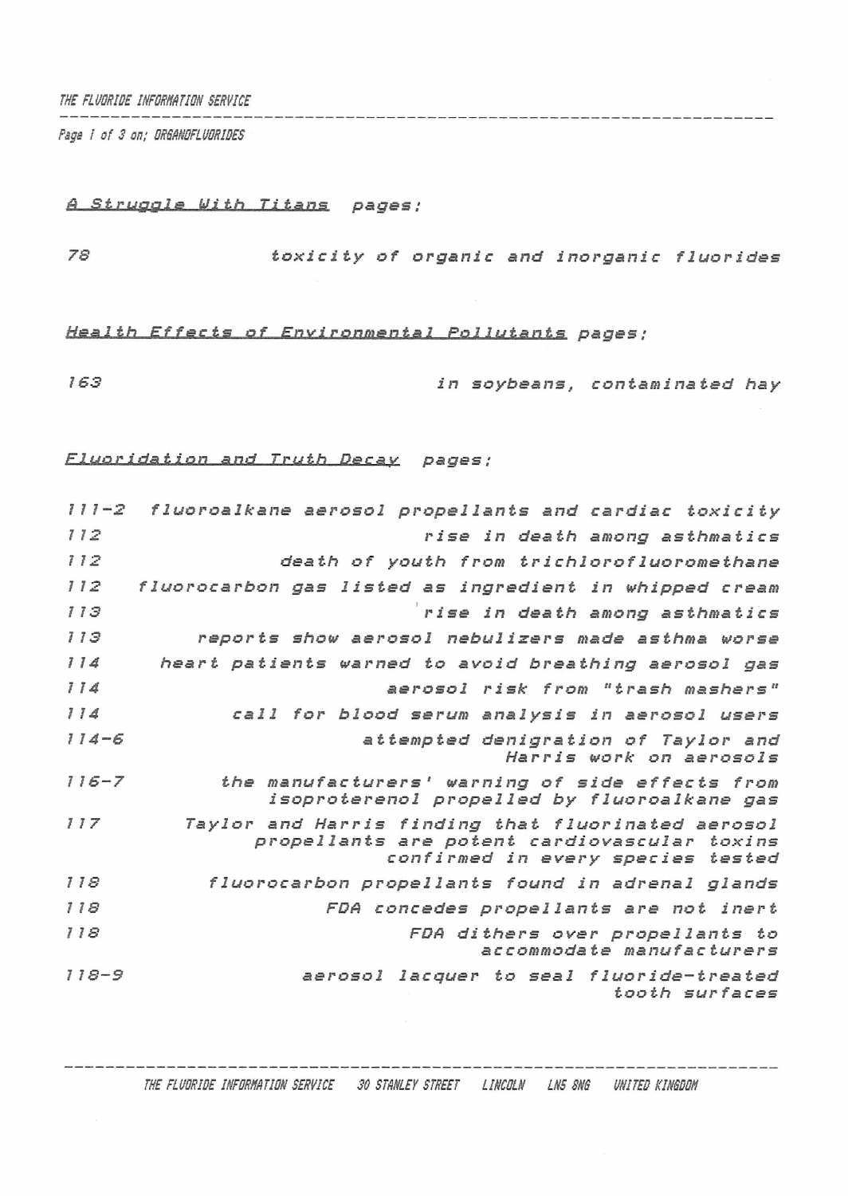A Struggle With Titans pages:

| | |
|---|---|
| 78 | toxicity of organic and inorganic fluorides |

Health Effects of Environmental Pollutants pages:

| | |
|---|---|
| 163 | in soybeans, contaminated hay |

Fluoridation and Truth Decay pages:

| | |
|---|---|
| 111-2 | fluoroalkane aerosol propellants and cardiac toxicity |
| 112 | rise in death among asthmatics |
| 112 | death of youth from trichlorofluoromethane |
| 112 | fluorocarbon gas listed as ingredient in whipped cream |
| 113 | rise in death among asthmatics |
| 113 | reports show aerosol nebulizers made asthma worse |
| 114 | heart patients warned to avoid breathing aerosol gas |
| 114 | aerosol risk from "trash mashers" |
| 114 | call for blood serum analysis in aerosol users |
| 114-6 | attempted denigration of Taylor and Harris work on aerosols |
| 116-7 | the manufacturers' warning of side effects from isoproterenol propelled by fluoroalkane gas |
| 117 | Taylor and Harris finding that fluorinated aerosol propellants are potent cardiovascular toxins confirmed in every species tested |
| 118 | fluorocarbon propellants found in adrenal glands |
| 118 | FDA concedes propellants are not inert |
| 118 | FDA dithers over propellants to accommodate manufacturers |
| 118-9 | aerosol lacquer to seal fluoride-treated tooth surfaces |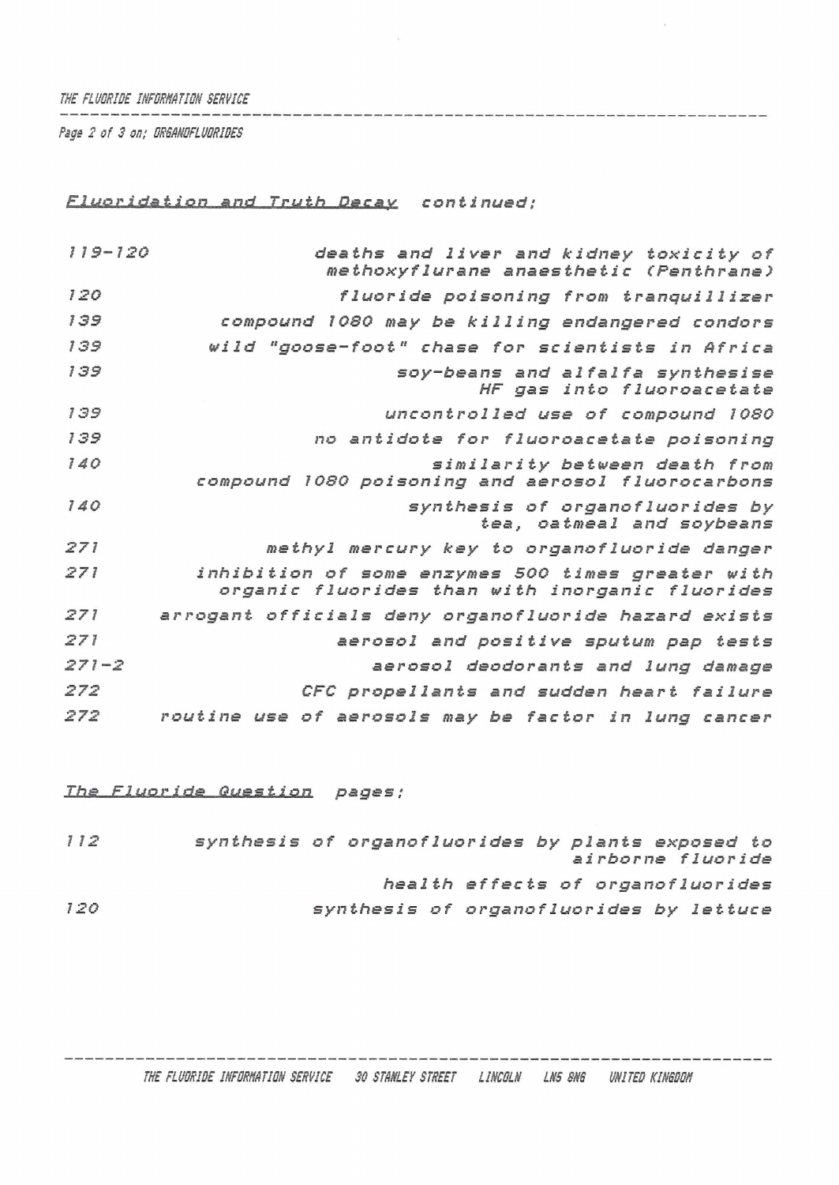*Fluoridation and Truth Decay* continued;

| | |
|---|---|
| 119-120 | deaths and liver and kidney toxicity of methoxyflurane anaesthetic (Penthrane) |
| 120 | fluoride poisoning from tranquillizer |
| 139 | compound 1080 may be killing endangered condors |
| 139 | wild "goose-foot" chase for scientists in Africa |
| 139 | soy-beans and alfalfa synthesise HF gas into fluoroacetate |
| 139 | uncontrolled use of compound 1080 |
| 139 | no antidote for fluoroacetate poisoning |
| 140 | similarity between death from compound 1080 poisoning and aerosol fluorocarbons |
| 140 | synthesis of organofluorides by tea, oatmeal and soybeans |
| 271 | methyl mercury key to organofluoride danger |
| 271 | inhibition of some enzymes 500 times greater with organic fluorides than with inorganic fluorides |
| 271 | arrogant officials deny organofluoride hazard exists |
| 271 | aerosol and positive sputum pap tests |
| 271-2 | aerosol deodorants and lung damage |
| 272 | CFC propellants and sudden heart failure |
| 272 | routine use of aerosols may be factor in lung cancer |

*The Fluoride Question* pages;

| | |
|---|---|
| 112 | synthesis of organofluorides by plants exposed to airborne fluoride |
| | health effects of organofluorides |
| 120 | synthesis of organofluorides by lettuce |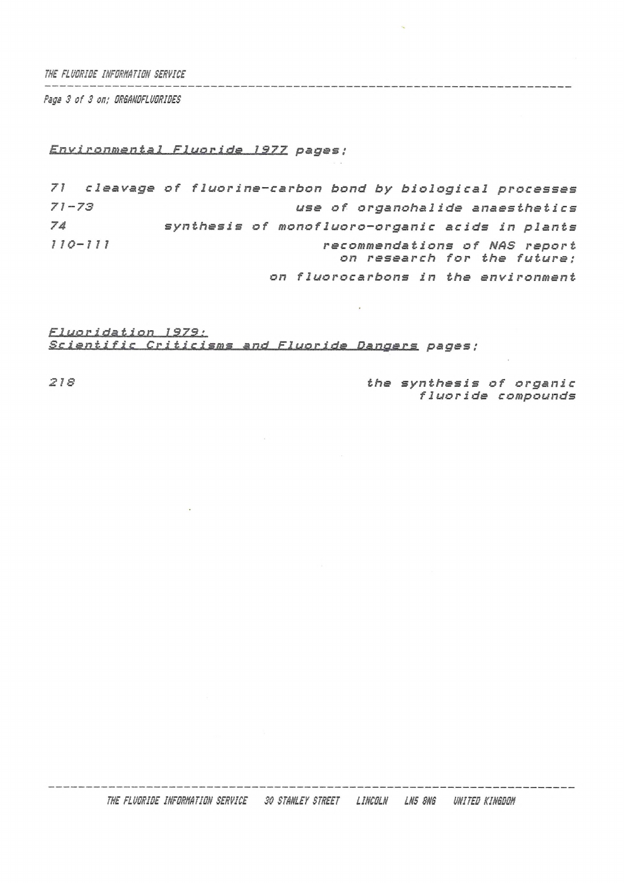*Environmental Fluoride 1977* pages:

| | |
|---|---|
| 71 | cleavage of fluorine-carbon bond by biological processes |
| 71-73 | use of organohalide anaesthetics |
| 74 | synthesis of monofluoro-organic acids in plants |
| 110-111 | recommendations of NAS report on research for the future; on fluorocarbons in the environment |

*Fluoridation 1979: Scientific Criticisms and Fluoride Dangers* pages:

| | |
|---|---|
| 218 | the synthesis of organic fluoride compounds |